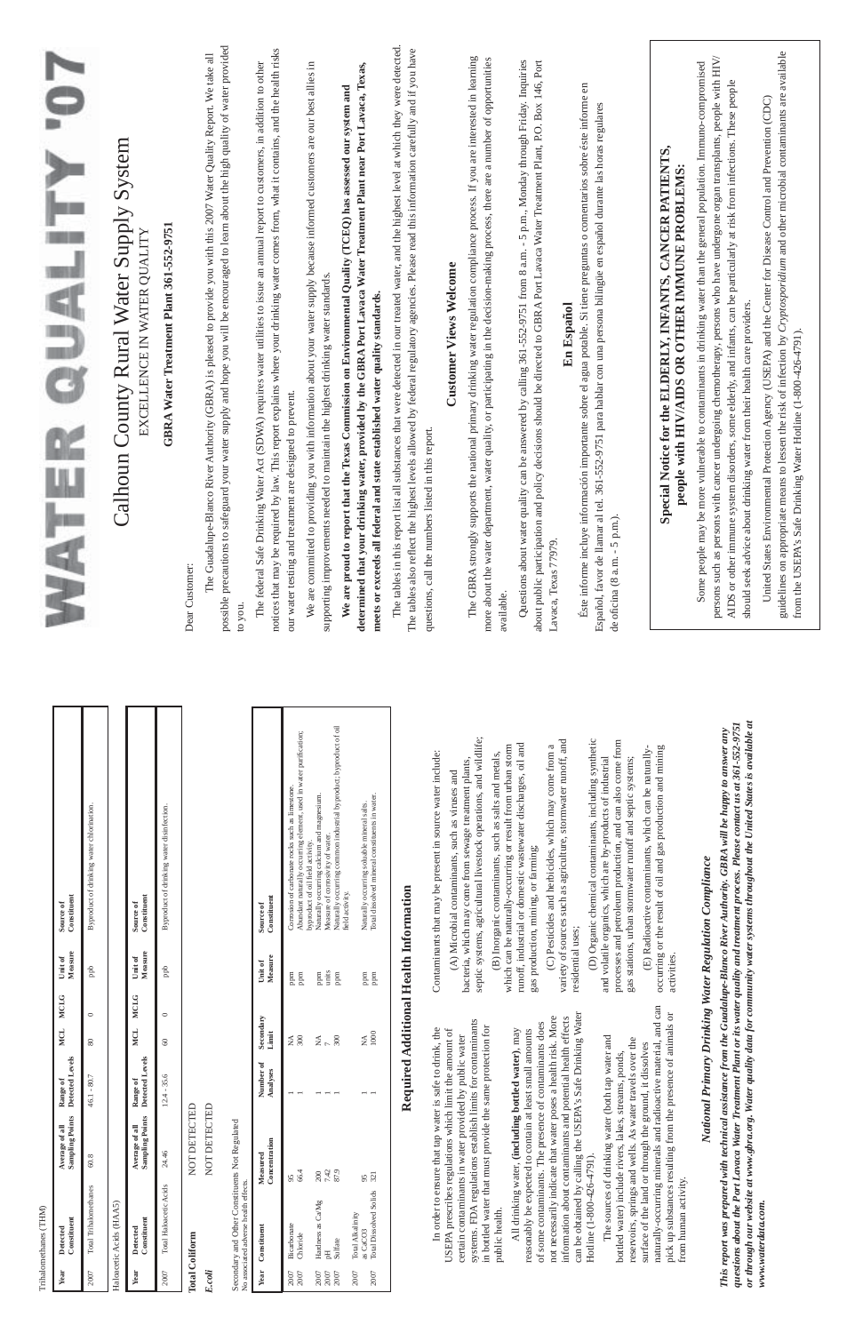# WATER QUALITY '07

## Calhoun County Rural Water Supply System

EXCELLENCE IN WATER QUALITY

**GBRA Water Treatment Plant 361-552-9751**

Dear Customer:

The Guadalupe-Blanco River Authority (GBRA) is pleased to provide you with this 2007 Water Quality Report. We take all possible precautions to safeguard your water supply and hope you will be encouraged to learn about the high quality of water provided to you.

The federal Safe Drinking Water Act (SDWA) requires water utilities to issue an annual report to customers, in addition to other notices that may be required by law. This report explains where your drinking water comes from, what it contains, and the health risks our water testing and treatment are designed to prevent.

We are committed to providing you with information about your water supply because informed customers are our best allies in supporting improvements needed to maintain the highest drinking water standards.

**We are proud to report that the Texas Commission on Environmental Quality (TCEQ) has assessed our system and determined that your drinking water, provided by the GBRA Port Lavaca Water Treatment Plant near Port Lavaca, Texas, meets or exceeds all federal and state established water quality standards.**

The tables in this report list all substances that were detected in our treated water, and the highest level at which they were detected. The tables also reflect the highest levels allowed by federal regulatory agencies. Please read this information carefully and if you have questions, call the numbers listed in this report.

### Customer Views Welcome

The GBRA strongly supports the national primary drinking water regulation compliance process. If you are interested in learning more about the water department, water quality, or participating in the decision-making process, there are a number of opportunities available.

Questions about water quality can be answered by calling 361-552-9751 from 8 a.m. - 5 p.m., Monday through Friday. Inquiries about public participation and policy decisions should be directed to GBRA Port Lavaca Water Treatment Plant, P.O. Box 146, Port Lavaca, Texas 77979.

### En Español

Éste informe incluye información importante sobre el agua potable. Si tiene preguntas o comentarios sobre éste informe en Español, favor de llamar al tel. 361-552-9751 para hablar con una persona bilingüe en español durante las horas regulares de oficina (8 a.m. - 5 p.m.).

### Special Notice for the ELDERLY, INFANTS, CANCER PATIENTS, people with HIV/AIDS OR OTHER IMMUNE PROBLEMS:

Some people may be more vulnerable to contaminants in drinking water than the general population. Immuno-compromised persons such as persons with cancer undergoing chemotherapy, persons who have undergone organ transplants, people with HIV/AIDS or other immune system disorders, some elderly, and infants, can be particularly at risk from infections. These people should seek advice about drinking water from their health care providers.

United States Environmental Protection Agency (USEPA) and the Center for Disease Control and Prevention (CDC) guidelines on appropriate means to lessen the risk of infection by *Cryptosporidium* and other microbial contaminants are available from the USEPA's Safe Drinking Water Hotline (1-800-426-4791).

Trihalomethanes (THM)

| Year | Detected Constituent | Average of all Sampling Points | Range of Detected Levels | MCL | MCLG | Unit of Measure | Source of Constituent |
|---|---|---|---|---|---|---|---|
| 2007 | Total Trihalomethanes | 60.8 | 46.1 - 80.7 | 80 | 0 | ppb | Byproduct of drinking water chlorination. |

Haloacetic Acids (HAA5)

| Year | Detected Constituent | Average of all Sampling Points | Range of Detected Levels | MCL | MCLG | Unit of Measure | Source of Constituent |
|---|---|---|---|---|---|---|---|
| 2007 | Total Haloacetic Acids | 24.46 | 12.4 - 35.6 | 60 | 0 | ppb | Byproduct of drinking water disinfection. |

**Total Coliform** NOT DETECTED

***E.coli*** NOT DETECTED

Secondary and Other Constituents Not Regulated
No associated adverse health effects.

| Year | Constituent | Measured Concentration | Number of Analyses | Secondary Limit | Unit of Measure | Source of Constituent |
|---|---|---|---|---|---|---|
| 2007 | Bicarbonate | 95 | 1 | NA | ppm | Corrosion of carbonate rocks such as limestone. |
| 2007 | Chloride | 66.4 | 1 | 300 | ppm | Abundant naturally occurring element; used in water purification; byproduct of oil field activity. |
| 2007 | Hardness as Ca/Mg | 200 | 1 | NA | ppm | Naturally occurring calcium and magnesium. |
| 2007 | pH | 7.42 | 1 | 7 | units | Measure of corrosivity of water. |
| 2007 | Sulfate | 87.9 | 1 | 300 | ppm | Naturally occurring common industrial byproduct; byproduct of oil field activity. |
| 2007 | Total Alkalinity as CaCO3 | 95 | 1 | NA | ppm | Naturally occurring soluable mineral salts. |
| 2007 | Total Dissolved Solids | 321 | 1 | 1000 | ppm | Total dissolved mineral constituents in water. |

### Required Additional Health Information

In order to ensure that tap water is safe to drink, the USEPA prescribes regulations which limit the amount of certain contaminants in water provided by public water systems. FDA regulations establish limits for contaminants in bottled water that must provide the same protection for public health.

All drinking water, **(including bottled water)**, may reasonably be expected to contain at least small amounts of some contaminants. The presence of contaminants does not necessarily indicate that water poses a health risk. More information about contaminants and potential health effects can be obtained by calling the USEPA's Safe Drinking Water Hotline (1-800-426-4791).

The sources of drinking water (both tap water and bottled water) include rivers, lakes, streams, ponds, reservoirs, springs and wells. As water travels over the surface of the land or through the ground, it dissolves naturally-occurring minerals and radioactive material, and can pick up substances resulting from the presence of animals or from human activity.

Contaminants that may be present in source water include:

(A) Microbial contaminants, such as viruses and bacteria, which may come from sewage treatment plants, septic systems, agricultural livestock operations, and wildlife;

(B) Inorganic contaminants, such as salts and metals, which can be naturally-occurring or result from urban storm runoff, industrial or domestic wastewater discharges, oil and gas production, mining, or farming;

(C) Pesticides and herbicides, which may come from a variety of sources such as agriculture, stormwater runoff, and residential uses;

(D) Organic chemical contaminants, including synthetic and volatile organics, which are by-products of industrial processes and petroleum production, and can also come from gas stations, urban stormwater runoff and septic systems;

(E) Radioactive contaminants, which can be naturally-occurring or the result of oil and gas production and mining activities.

*National Primary Drinking Water Regulation Compliance*

***This report was prepared with technical assistance from the Guadalupe-Blanco River Authority. GBRA will be happy to answer any questions about the Port Lavaca Water Treatment Plant or its water quality and treatment process. Please contact us at 361-552-9751 or through our website at www.gbra.org. Water quality data for community water systems throughout the United States is available at www.waterdata.com.***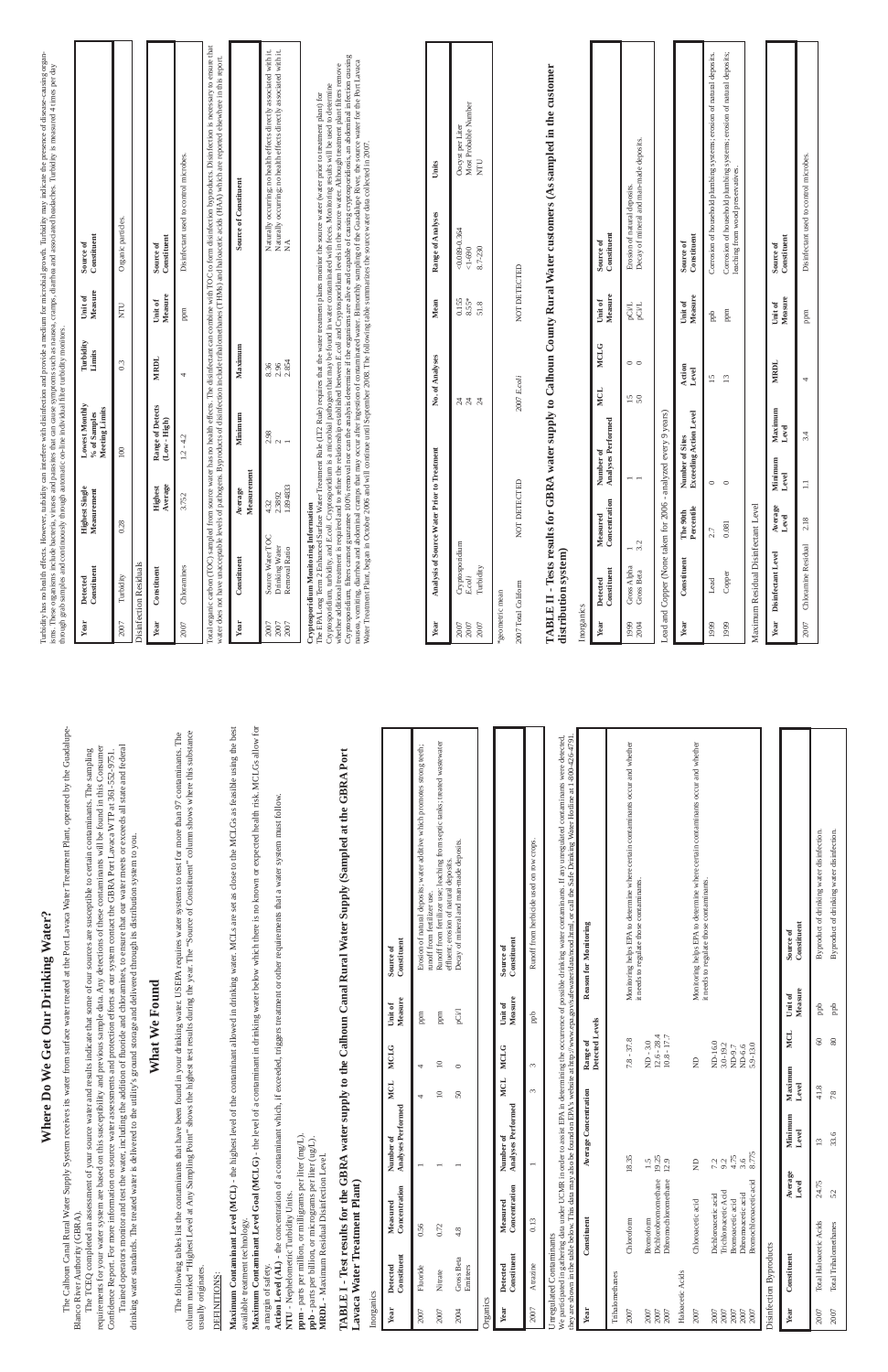# Where Do We Get Our Drinking Water?

The Calhoun Canal Rural Water Supply System receives its water from surface water treated at the Port Lavaca Water Treatment Plant, operated by the Guadalupe-Blanco River Authority (GBRA).

The TCEQ completed an assessment of your source water and results indicate that some of our sources are susceptible to certain contaminants. The sampling requirements for your water system are based on this susceptibility and previous sample data. Any detections of these contaminants will be found in this Consumer Confidence Report. For more information on source water assessments and protection efforts at our system contact the GBRA Port Lavaca WTP at 361-552-9751.

Trained operators monitor and test the water, including the addition of fluoride and chloramines, to ensure that our water meets or exceeds all state and federal drinking water standards. The treated water is delivered to the utility's ground storage and delivered through its distribution system to you.

## What We Found

The following tables list the contaminants that have been found in your drinking water. USEPA requires water systems to test for more than 97 contaminants. The column marked "Highest Level at Any Sampling Point" shows the highest test results during the year. The "Source of Constituent" column shows where this substance usually originates.

DEFINITIONS:

**Maximum Contaminant Level (MCL)** - the highest level of the contaminant allowed in drinking water. MCLs are set as close to the MCLGs as feasible using the best available treatment technology.

**Maximum Contaminant Level Goal (MCLG)** - the level of a contaminant in drinking water below which there is no known or expected health risk. MCLGs allow for a margin of safety.

**Action Level (AL)** - the concentration of a contaminant which, if exceeded, triggers treatment or other requirements that a water system must follow.

**NTU** - Nephelometric Turbidity Units.

**ppm** - parts per million, or milligrams per liter (mg/L).

**ppb** - parts per billion, or micrograms per liter (ug/L).

**MRDL** - Maximum Residual Disinfectant Level.

## TABLE I - Test results for the GBRA water supply to the Calhoun Canal Rural Water Supply (Sampled at the GBRA Port Lavaca Water Treatment Plant)

Inorganics

| Year | Detected Constituent | Measured Concentration | Number of Analyses Performed | MCL | MCLG | Unit of Measure | Source of Constituent |
|---|---|---|---|---|---|---|---|
| 2007 | Fluoride | 0.56 | 1 | 4 | 4 | ppm | Erosion of natural deposits; water additive which promotes strong teeth; runoff from fertilizer use. |
| 2007 | Nitrate | 0.72 | 1 | 10 | 10 | ppm | Runoff from fertilizer use; leaching from septic tanks; treated wastewater effluent; erosion of natural deposits. |
| 2004 | Gross Beta Emitters | 4.8 | 1 | 50 | 0 | pCi/l | Decay of mineral and man-made deposits. |

Organics

| Year | Detected Constituent | Measured Concentration | Number of Analyses Performed | MCL | MCLG | Unit of Measure | Source of Constituent |
|---|---|---|---|---|---|---|---|
| 2007 | Atrazine | 0.13 | 1 | 3 | 3 | ppb | Runoff from herbicide used on row crops. |

Unregulated Contaminants

We participated in gathering data under UCMR in order to assist EPA in determining the occurrence of possible drinking water contaminants. If any unregulated contaminants were detected, they are shown in the table below. This data may also be found on EPA's website at http://www.epa.gov/safewater/data/ncod.html, or call the Safe Drinking Water Hotline at 1-800-426-4791.

| Year | Constituent | Average Concentration | Range of Detected Levels | Reason for Monitoring |
|---|---|---|---|---|
| Trihalomethanes | | | | |
| 2007 | Chloroform | 18.35 | 7.8 - 37.8 | Monitoring helps EPA to determine where certain contaminants occur and whether it needs to regulate those contaminants. |
| 2007 | Bromoform | 1.5 | ND - 3.0 | |
| 2007 | Dichlorobromomethane | 19.25 | 12.6 - 28.4 | |
| 2007 | Dibromochloromethane | 12.9 | 10.8 - 17.7 | |
| Haloacetic Acids | | | | |
| 2007 | Chloroacetic acid | ND | ND | Monitoring helps EPA to determine where certain contaminants occur and whether it needs to regulate those contaminants. |
| 2007 | Dichloroacetic acid | 7.2 | ND-16.0 | |
| 2007 | Trichloroacetic Acid | 9.2 | 3.0-19.2 | |
| 2007 | Bromoacetic acid | 4.75 | ND-9.7 | |
| 2007 | Dibromoacetic acid | 3.6 | ND-5.6 | |
| 2007 | Bromochloroacetic acid | 8.775 | 5.9-13.0 | |

Disinfection Byproducts

| Year | Constituent | Average Level | Minimum Level | Maximum Level | MCL | Unit of Measure | Source of Constituent |
|---|---|---|---|---|---|---|---|
| 2007 | Total Haloacetic Acids | 24.75 | 13 | 41.8 | 60 | ppb | Byproduct of drinking water disinfection. |
| 2007 | Total Trihalomethanes | 52 | 33.6 | 78 | 80 | ppb | Byproduct of drinking water disinfection. |

Turbidity has no health effects. However, turbidity can interfere with disinfection and provide a medium for microbial growth. Turbidity may indicate the presence of disease-causing organisms. These organisms include bacteria, viruses and parasites that can cause symptoms such as nausea, cramps, diarrhea and associated headaches. Turbidity is measured 4 times per day through grab samples and continuously through automatic on-line individual filter turbidity monitors.

| Year | Detected Constituent | Highest Single Measurement | Lowest Monthly % of Samples Meeting Limits | Turbidity Limits | Unit of Measure | Source of Constituent |
|---|---|---|---|---|---|---|
| 2007 | Turbidity | 0.28 | 100 | 0.3 | NTU | Organic particles. |

Disinfection Residuals

| Year | Constituent | Highest Average | Range of Detects (Low - High) | MRDL | Unit of Measure | Source of Constituent |
|---|---|---|---|---|---|---|
| 2007 | Chloramines | 3.752 | 1.2 - 4.2 | 4 | ppm | Disinfectant used to control microbes. |

Total organic carbon (TOC) sampled from source water has no health effects. The disinfectant can combine with TOC to form disinfection byproducts. Disinfection is necessary to ensure that water does not have unacceptable levels of pathogens. Byproducts of disinfection include trihalomethanes (THM) and haloacetic acids (HAA) which are reported elsewhere in this report.

| Year | Constituent | Average Measurement | Minimum | Maximum | Source of Constituent |
|---|---|---|---|---|---|
| 2007 | Source Water TOC | 4.32 | 2.98 | 8.36 | Naturally occurring; no health effects directly associated with it. |
| 2007 | Drinking Water | 2.3892 | 2 | 2.96 | Naturally occurring; no health effects directly associated with it. |
| 2007 | Removal Ratio | 1.894833 | 1 | 2.854 | NA |

**Cryptosporidium Monitoring Information**

The EPA Long Term 2 Enhanced Surface Water Treatment Rule (LT2 Rule) requires that the water treatment plants monitor the source water (water prior to treatment plant) for Cryptosporidium, turbidity, and E.coli. Cryptosporidium is a microbial pathogen that may be found in water contaminated with feces. Monitoring results will be used to determine whether additional treatment is required and to refine the relationship established between E.coli and Cryptosporidium levels in the source water. Although treatment plant filters remove Cryptosporidium, filters cannot guarantee 100% removal nor can the analysis determine if the organisms are alive and capable of causing cryptosporidiosis, an abdominal infection causing nausea, vomiting, diarrhea and abdominal cramps that may occur after ingestion of contaminated water. Bimonthly sampling of the Guadalupe River, the source water for the Port Lavaca Water Treatment Plant, began in October 2006 and will continue until September 2008. The following table summarizes the source water data collected in 2007.

| Year | Analysis of Source Water Prior to Treatment | No. of Analyses | Mean | Range of Analyses | Units |
|---|---|---|---|---|---|
| 2007 | Cryptosporidium | 24 | 0.155 | <0.089-0.364 | Oocyst per Liter |
| 2007 | E.coli | 24 | 8.55* | <1-690 | Most Probable Number |
| 2007 | Turbidity | 24 | 51.8 | 8.7-230 | NTU |

*geometric mean

| | | | |
|---|---|---|---|
| 2007 Total Coliform | NOT DETECTED | 2007 E.coli | NOT DETECTED |

## TABLE II - Tests results for GBRA water supply to Calhoun County Rural Water customers (As sampled in the customer distribution system)

Inorganics

| Year | Detected Constituent | Measured Concentration | Number of Analyses Performed | MCL | MCLG | Unit of Measure | Source of Constituent |
|---|---|---|---|---|---|---|---|
| 1999 | Gross Alpha | 1 | 1 | 15 | 0 | pCi/L | Erosion of natural deposits. |
| 2004 | Gross Beta | 3.2 | 1 | 50 | 0 | pCi/L | Decay of mineral and man-made deposits. |

Lead and Copper (None taken for 2006 - analyzed every 9 years)

| Year | Constituent | The 90th Percentile | Number of Sites Exceeding Action Level | Action Level | Unit of Measure | Source of Constituent |
|---|---|---|---|---|---|---|
| 1999 | Lead | 2.7 | 0 | 15 | ppb | Corrosion of household plumbing systems; erosion of natural deposits. |
| 1999 | Copper | 0.081 | 0 | 1.3 | ppm | Corrosion of household plumbing systems; erosion of natural deposits; leaching from wood preservatives. |

Maximum Residual Disinfectant Level

| Year | Disinfectant Level | Average Level | Minimum Level | Maximum Level | MRDL | Unit of Measure | Source of Constituent |
|---|---|---|---|---|---|---|---|
| 2007 | Chloramine Residual | 2.18 | 1.1 | 3.4 | 4 | ppm | Disinfectant used to control microbes. |